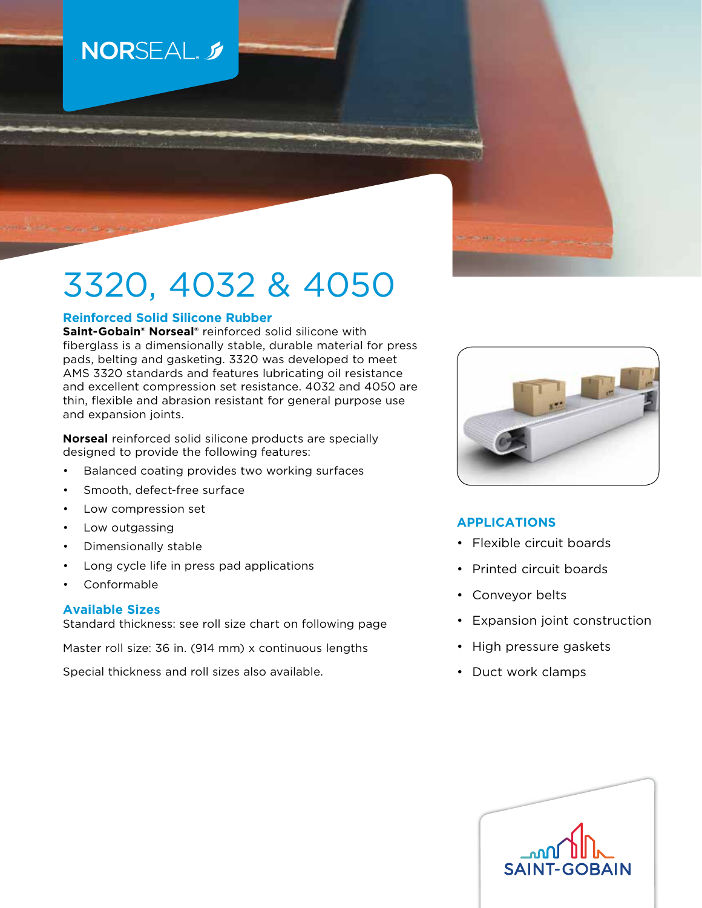NORSEAL

# 3320, 4032 & 4050

## Reinforced Solid Silicone Rubber

**Saint-Gobain® Norseal®** reinforced solid silicone with fiberglass is a dimensionally stable, durable material for press pads, belting and gasketing. 3320 was developed to meet AMS 3320 standards and features lubricating oil resistance and excellent compression set resistance. 4032 and 4050 are thin, flexible and abrasion resistant for general purpose use and expansion joints.

**Norseal** reinforced solid silicone products are specially designed to provide the following features:

- Balanced coating provides two working surfaces
- Smooth, defect-free surface
- Low compression set
- Low outgassing
- Dimensionally stable
- Long cycle life in press pad applications
- Conformable

## Available Sizes

Standard thickness: see roll size chart on following page

Master roll size: 36 in. (914 mm) x continuous lengths

Special thickness and roll sizes also available.

## APPLICATIONS

- Flexible circuit boards
- Printed circuit boards
- Conveyor belts
- Expansion joint construction
- High pressure gaskets
- Duct work clamps

SAINT-GOBAIN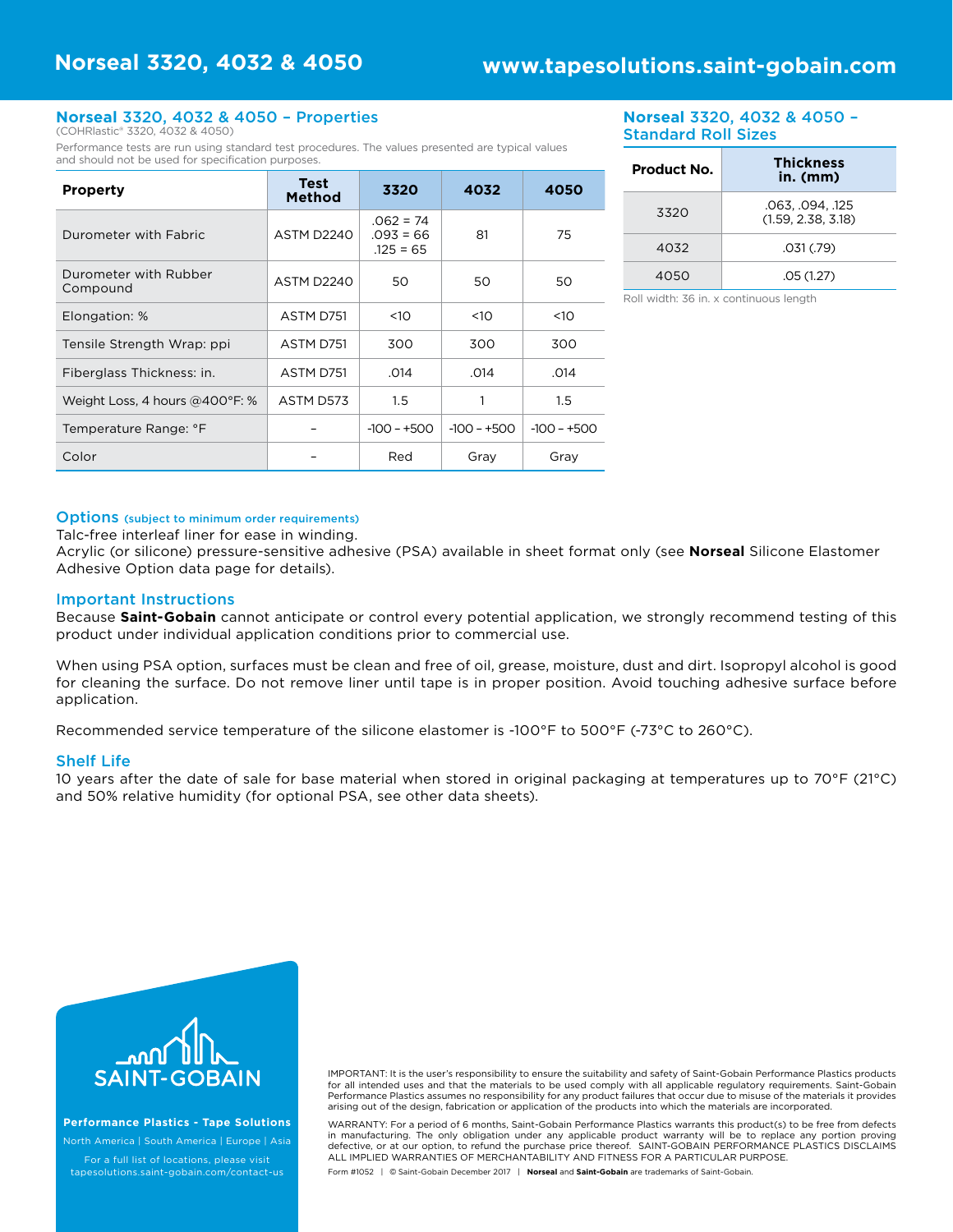# Norseal 3320, 4032 & 4050

www.tapesolutions.saint-gobain.com

## Norseal 3320, 4032 & 4050 – Properties

(COHRlastic® 3320, 4032 & 4050)

Performance tests are run using standard test procedures. The values presented are typical values and should not be used for specification purposes.

| Property | Test Method | 3320 | 4032 | 4050 |
|---|---|---|---|---|
| Durometer with Fabric | ASTM D2240 | .062 = 74<br>.093 = 66<br>.125 = 65 | 81 | 75 |
| Durometer with Rubber Compound | ASTM D2240 | 50 | 50 | 50 |
| Elongation: % | ASTM D751 | <10 | <10 | <10 |
| Tensile Strength Wrap: ppi | ASTM D751 | 300 | 300 | 300 |
| Fiberglass Thickness: in. | ASTM D751 | .014 | .014 | .014 |
| Weight Loss, 4 hours @400°F: % | ASTM D573 | 1.5 | 1 | 1.5 |
| Temperature Range: °F | – | -100 – +500 | -100 – +500 | -100 – +500 |
| Color | – | Red | Gray | Gray |

## Norseal 3320, 4032 & 4050 – Standard Roll Sizes

| Product No. | Thickness in. (mm) |
|---|---|
| 3320 | .063, .094, .125<br>(1.59, 2.38, 3.18) |
| 4032 | .031 (.79) |
| 4050 | .05 (1.27) |

Roll width: 36 in. x continuous length

## Options (subject to minimum order requirements)

Talc-free interleaf liner for ease in winding.

Acrylic (or silicone) pressure-sensitive adhesive (PSA) available in sheet format only (see **Norseal** Silicone Elastomer Adhesive Option data page for details).

## Important Instructions

Because **Saint-Gobain** cannot anticipate or control every potential application, we strongly recommend testing of this product under individual application conditions prior to commercial use.

When using PSA option, surfaces must be clean and free of oil, grease, moisture, dust and dirt. Isopropyl alcohol is good for cleaning the surface. Do not remove liner until tape is in proper position. Avoid touching adhesive surface before application.

Recommended service temperature of the silicone elastomer is -100°F to 500°F (-73°C to 260°C).

## Shelf Life

10 years after the date of sale for base material when stored in original packaging at temperatures up to 70°F (21°C) and 50% relative humidity (for optional PSA, see other data sheets).

SAINT-GOBAIN

**Performance Plastics - Tape Solutions**

North America | South America | Europe | Asia

For a full list of locations, please visit tapesolutions.saint-gobain.com/contact-us

IMPORTANT: It is the user's responsibility to ensure the suitability and safety of Saint-Gobain Performance Plastics products for all intended uses and that the materials to be used comply with all applicable regulatory requirements. Saint-Gobain Performance Plastics assumes no responsibility for any product failures that occur due to misuse of the materials it provides arising out of the design, fabrication or application of the products into which the materials are incorporated.

WARRANTY: For a period of 6 months, Saint-Gobain Performance Plastics warrants this product(s) to be free from defects in manufacturing. The only obligation under any applicable product warranty will be to replace any portion proving defective, or at our option, to refund the purchase price thereof. SAINT-GOBAIN PERFORMANCE PLASTICS DISCLAIMS ALL IMPLIED WARRANTIES OF MERCHANTABILITY AND FITNESS FOR A PARTICULAR PURPOSE.

Form #1052 | © Saint-Gobain December 2017 | **Norseal** and **Saint-Gobain** are trademarks of Saint-Gobain.